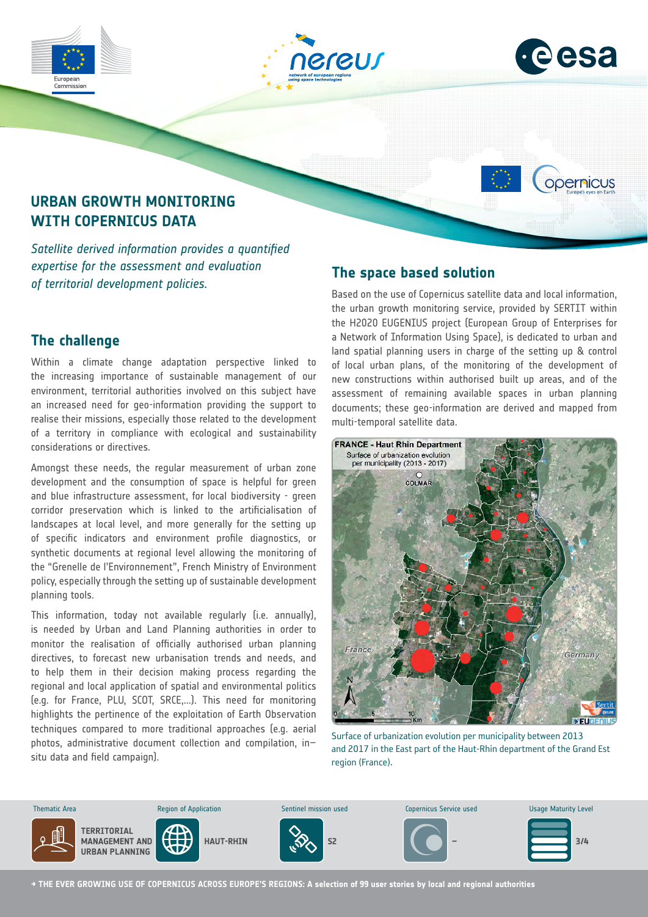# URBAN GROWTH MONITORING WITH COPERNICUS DATA

*Satellite derived information provides a quantified expertise for the assessment and evaluation of territorial development policies.*

## The challenge

Within a climate change adaptation perspective linked to the increasing importance of sustainable management of our environment, territorial authorities involved on this subject have an increased need for geo-information providing the support to realise their missions, especially those related to the development of a territory in compliance with ecological and sustainability considerations or directives.

Amongst these needs, the regular measurement of urban zone development and the consumption of space is helpful for green and blue infrastructure assessment, for local biodiversity - green corridor preservation which is linked to the artificialisation of landscapes at local level, and more generally for the setting up of specific indicators and environment profile diagnostics, or synthetic documents at regional level allowing the monitoring of the "Grenelle de l'Environnement", French Ministry of Environment policy, especially through the setting up of sustainable development planning tools.

This information, today not available regularly (i.e. annually), is needed by Urban and Land Planning authorities in order to monitor the realisation of officially authorised urban planning directives, to forecast new urbanisation trends and needs, and to help them in their decision making process regarding the regional and local application of spatial and environmental politics (e.g. for France, PLU, SCOT, SRCE,...). This need for monitoring highlights the pertinence of the exploitation of Earth Observation techniques compared to more traditional approaches (e.g. aerial photos, administrative document collection and compilation, in-situ data and field campaign).

## The space based solution

Based on the use of Copernicus satellite data and local information, the urban growth monitoring service, provided by SERTIT within the H2020 EUGENIUS project (European Group of Enterprises for a Network of Information Using Space), is dedicated to urban and land spatial planning users in charge of the setting up & control of local urban plans, of the monitoring of the development of new constructions within authorised built up areas, and of the assessment of remaining available spaces in urban planning documents; these geo-information are derived and mapped from multi-temporal satellite data.

Surface of urbanization evolution per municipality between 2013 and 2017 in the East part of the Haut-Rhin department of the Grand Est region (France).

| Thematic Area | Region of Application | Sentinel mission used | Copernicus Service used | Usage Maturity Level |
|---|---|---|---|---|
| TERRITORIAL MANAGEMENT AND URBAN PLANNING | HAUT-RHIN | S2 | – | 3/4 |

→ THE EVER GROWING USE OF COPERNICUS ACROSS EUROPE'S REGIONS: A selection of 99 user stories by local and regional authorities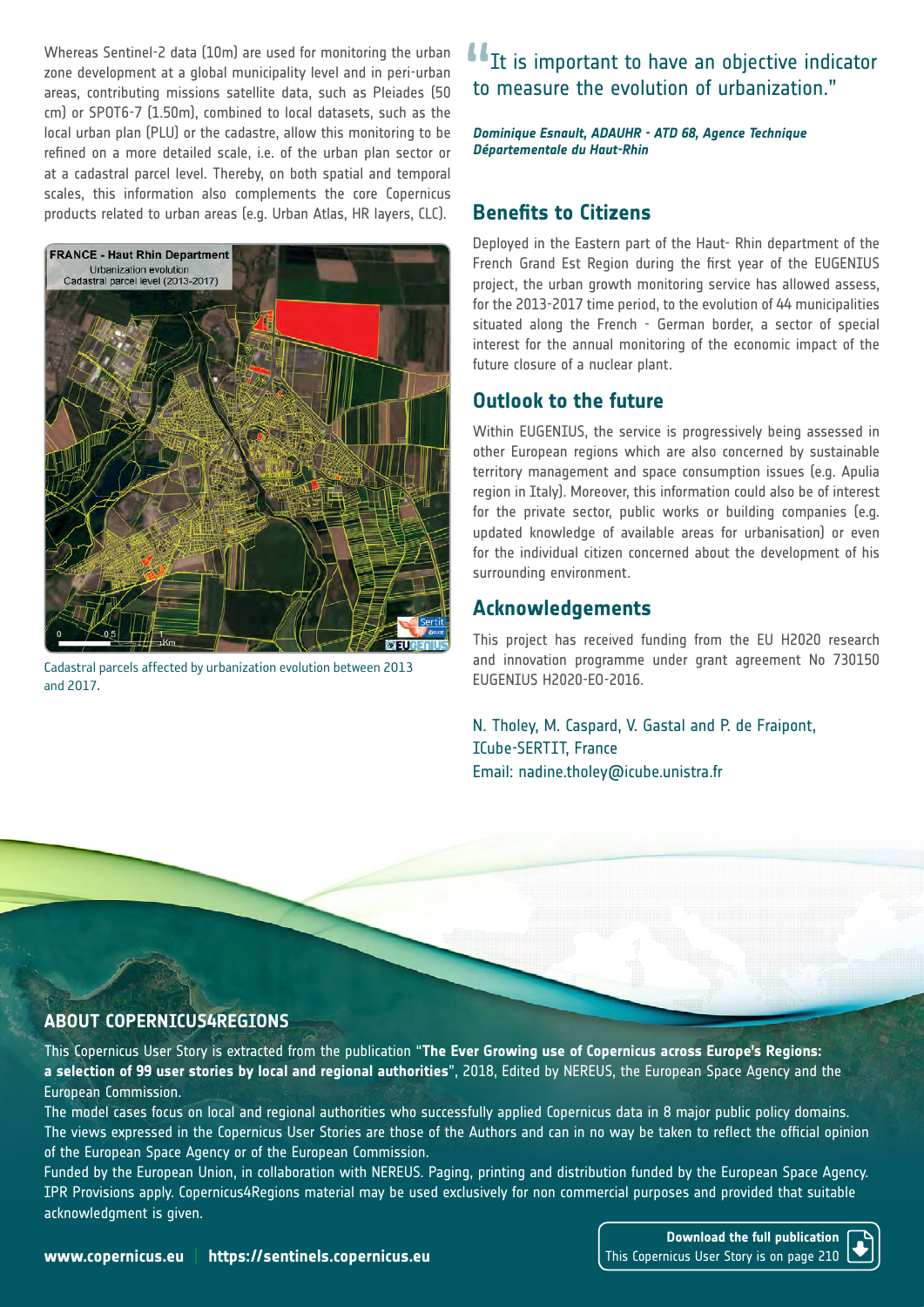Whereas Sentinel-2 data (10m) are used for monitoring the urban zone development at a global municipality level and in peri-urban areas, contributing missions satellite data, such as Pleiades (50 cm) or SPOT6-7 (1.50m), combined to local datasets, such as the local urban plan (PLU) or the cadastre, allow this monitoring to be refined on a more detailed scale, i.e. of the urban plan sector or at a cadastral parcel level. Thereby, on both spatial and temporal scales, this information also complements the core Copernicus products related to urban areas (e.g. Urban Atlas, HR layers, CLC).

FRANCE - Haut Rhin Department
Urbanization evolution
Cadastral parcel level (2013-2017)

0
0.5
1
Km

Cadastral parcels affected by urbanization evolution between 2013 and 2017.

"It is important to have an objective indicator to measure the evolution of urbanization."

***Dominique Esnault, ADAUHR - ATD 68, Agence Technique Départementale du Haut-Rhin***

## Benefits to Citizens

Deployed in the Eastern part of the Haut- Rhin department of the French Grand Est Region during the first year of the EUGENIUS project, the urban growth monitoring service has allowed assess, for the 2013-2017 time period, to the evolution of 44 municipalities situated along the French - German border, a sector of special interest for the annual monitoring of the economic impact of the future closure of a nuclear plant.

## Outlook to the future

Within EUGENIUS, the service is progressively being assessed in other European regions which are also concerned by sustainable territory management and space consumption issues (e.g. Apulia region in Italy). Moreover, this information could also be of interest for the private sector, public works or building companies (e.g. updated knowledge of available areas for urbanisation) or even for the individual citizen concerned about the development of his surrounding environment.

## Acknowledgements

This project has received funding from the EU H2020 research and innovation programme under grant agreement No 730150 EUGENIUS H2020-EO-2016.

N. Tholey, M. Caspard, V. Gastal and P. de Fraipont,
ICube-SERTIT, France
Email: nadine.tholey@icube.unistra.fr

## ABOUT COPERNICUS4REGIONS

This Copernicus User Story is extracted from the publication "**The Ever Growing use of Copernicus across Europe's Regions: a selection of 99 user stories by local and regional authorities**", 2018, Edited by NEREUS, the European Space Agency and the European Commission.

The model cases focus on local and regional authorities who successfully applied Copernicus data in 8 major public policy domains. The views expressed in the Copernicus User Stories are those of the Authors and can in no way be taken to reflect the official opinion of the European Space Agency or of the European Commission.

Funded by the European Union, in collaboration with NEREUS. Paging, printing and distribution funded by the European Space Agency. IPR Provisions apply. Copernicus4Regions material may be used exclusively for non commercial purposes and provided that suitable acknowledgment is given.

**www.copernicus.eu** | **https://sentinels.copernicus.eu**

**Download the full publication**
This Copernicus User Story is on page 210